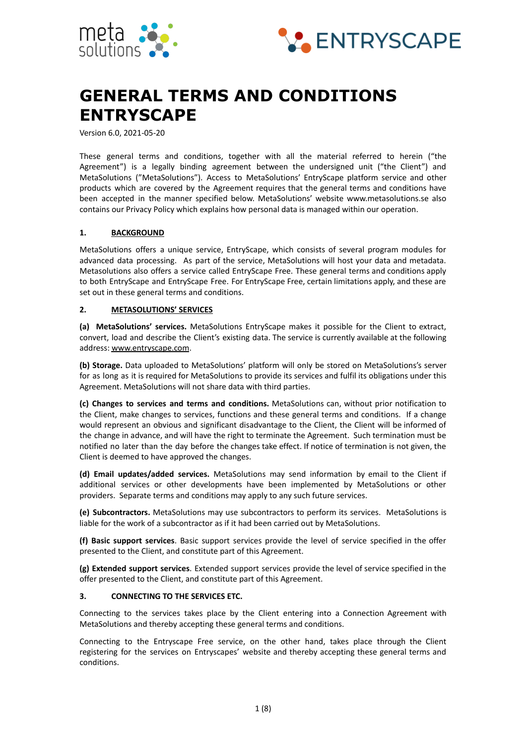# GENERAL TERMS AND CONDITIONS ENTRYSCAPE

Version 6.0, 2021-05-20

These general terms and conditions, together with all the material referred to herein ("the Agreement") is a legally binding agreement between the undersigned unit ("the Client") and MetaSolutions ("MetaSolutions"). Access to MetaSolutions' EntryScape platform service and other products which are covered by the Agreement requires that the general terms and conditions have been accepted in the manner specified below. MetaSolutions' website www.metasolutions.se also contains our Privacy Policy which explains how personal data is managed within our operation.

## 1. BACKGROUND

MetaSolutions offers a unique service, EntryScape, which consists of several program modules for advanced data processing. As part of the service, MetaSolutions will host your data and metadata. Metasolutions also offers a service called EntryScape Free. These general terms and conditions apply to both EntryScape and EntryScape Free. For EntryScape Free, certain limitations apply, and these are set out in these general terms and conditions.

## 2. METASOLUTIONS' SERVICES

**(a) MetaSolutions' services.** MetaSolutions EntryScape makes it possible for the Client to extract, convert, load and describe the Client's existing data. The service is currently available at the following address: www.entryscape.com.

**(b) Storage.** Data uploaded to MetaSolutions' platform will only be stored on MetaSolutions's server for as long as it is required for MetaSolutions to provide its services and fulfil its obligations under this Agreement. MetaSolutions will not share data with third parties.

**(c) Changes to services and terms and conditions.** MetaSolutions can, without prior notification to the Client, make changes to services, functions and these general terms and conditions. If a change would represent an obvious and significant disadvantage to the Client, the Client will be informed of the change in advance, and will have the right to terminate the Agreement. Such termination must be notified no later than the day before the changes take effect. If notice of termination is not given, the Client is deemed to have approved the changes.

**(d) Email updates/added services.** MetaSolutions may send information by email to the Client if additional services or other developments have been implemented by MetaSolutions or other providers. Separate terms and conditions may apply to any such future services.

**(e) Subcontractors.** MetaSolutions may use subcontractors to perform its services. MetaSolutions is liable for the work of a subcontractor as if it had been carried out by MetaSolutions.

**(f) Basic support services**. Basic support services provide the level of service specified in the offer presented to the Client, and constitute part of this Agreement.

**(g) Extended support services**. Extended support services provide the level of service specified in the offer presented to the Client, and constitute part of this Agreement.

## 3. CONNECTING TO THE SERVICES ETC.

Connecting to the services takes place by the Client entering into a Connection Agreement with MetaSolutions and thereby accepting these general terms and conditions.

Connecting to the Entryscape Free service, on the other hand, takes place through the Client registering for the services on Entryscapes' website and thereby accepting these general terms and conditions.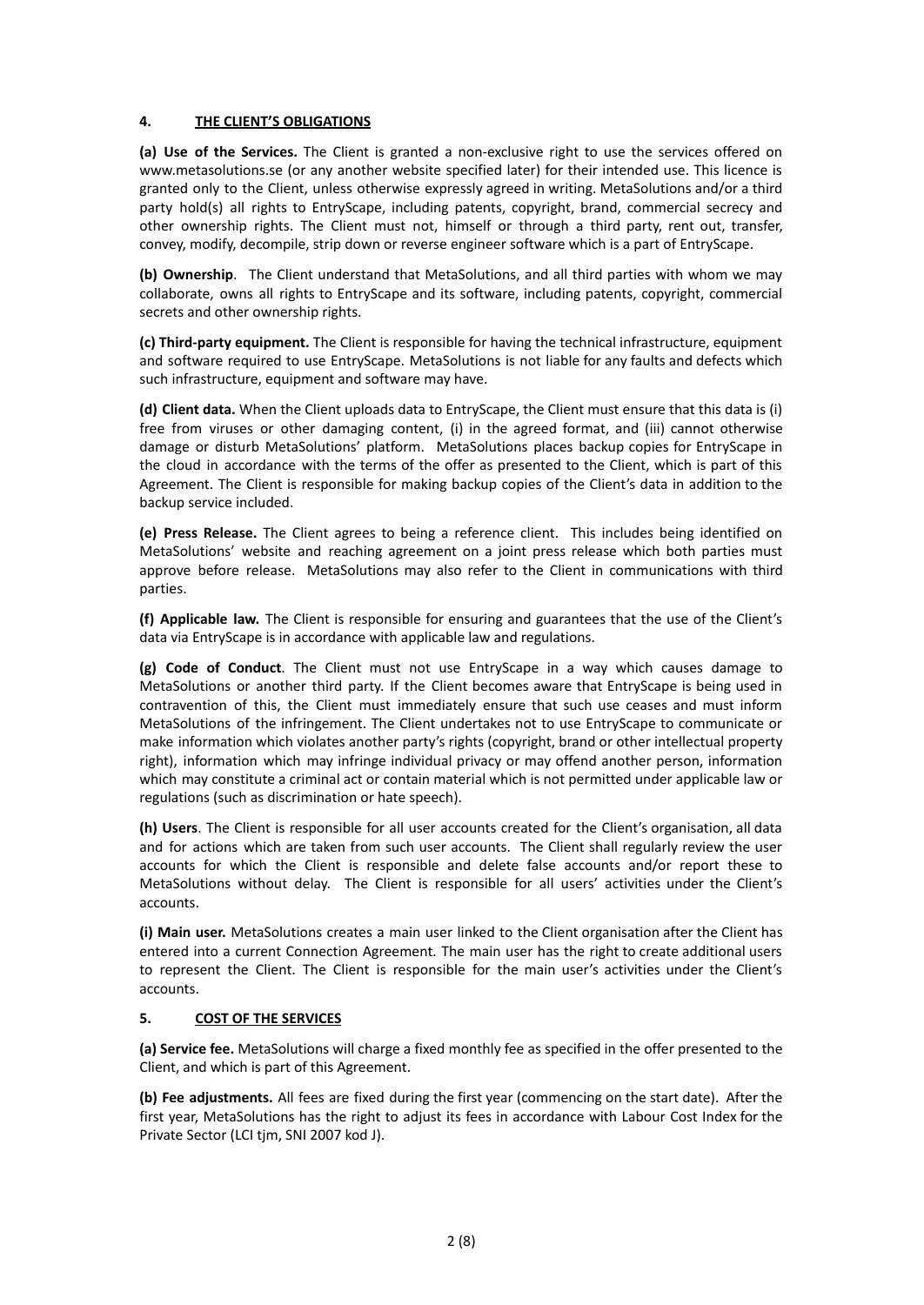## 4. THE CLIENT'S OBLIGATIONS

**(a) Use of the Services.** The Client is granted a non-exclusive right to use the services offered on www.metasolutions.se (or any another website specified later) for their intended use. This licence is granted only to the Client, unless otherwise expressly agreed in writing. MetaSolutions and/or a third party hold(s) all rights to EntryScape, including patents, copyright, brand, commercial secrecy and other ownership rights. The Client must not, himself or through a third party, rent out, transfer, convey, modify, decompile, strip down or reverse engineer software which is a part of EntryScape.

**(b) Ownership**. The Client understand that MetaSolutions, and all third parties with whom we may collaborate, owns all rights to EntryScape and its software, including patents, copyright, commercial secrets and other ownership rights.

**(c) Third-party equipment.** The Client is responsible for having the technical infrastructure, equipment and software required to use EntryScape. MetaSolutions is not liable for any faults and defects which such infrastructure, equipment and software may have.

**(d) Client data.** When the Client uploads data to EntryScape, the Client must ensure that this data is (i) free from viruses or other damaging content, (i) in the agreed format, and (iii) cannot otherwise damage or disturb MetaSolutions' platform. MetaSolutions places backup copies for EntryScape in the cloud in accordance with the terms of the offer as presented to the Client, which is part of this Agreement. The Client is responsible for making backup copies of the Client's data in addition to the backup service included.

**(e) Press Release.** The Client agrees to being a reference client. This includes being identified on MetaSolutions' website and reaching agreement on a joint press release which both parties must approve before release. MetaSolutions may also refer to the Client in communications with third parties.

**(f) Applicable law.** The Client is responsible for ensuring and guarantees that the use of the Client's data via EntryScape is in accordance with applicable law and regulations.

**(g) Code of Conduct**. The Client must not use EntryScape in a way which causes damage to MetaSolutions or another third party. If the Client becomes aware that EntryScape is being used in contravention of this, the Client must immediately ensure that such use ceases and must inform MetaSolutions of the infringement. The Client undertakes not to use EntryScape to communicate or make information which violates another party's rights (copyright, brand or other intellectual property right), information which may infringe individual privacy or may offend another person, information which may constitute a criminal act or contain material which is not permitted under applicable law or regulations (such as discrimination or hate speech).

**(h) Users**. The Client is responsible for all user accounts created for the Client's organisation, all data and for actions which are taken from such user accounts. The Client shall regularly review the user accounts for which the Client is responsible and delete false accounts and/or report these to MetaSolutions without delay. The Client is responsible for all users' activities under the Client's accounts.

**(i) Main user.** MetaSolutions creates a main user linked to the Client organisation after the Client has entered into a current Connection Agreement. The main user has the right to create additional users to represent the Client. The Client is responsible for the main user's activities under the Client's accounts.

## 5. COST OF THE SERVICES

**(a) Service fee.** MetaSolutions will charge a fixed monthly fee as specified in the offer presented to the Client, and which is part of this Agreement.

**(b) Fee adjustments.** All fees are fixed during the first year (commencing on the start date). After the first year, MetaSolutions has the right to adjust its fees in accordance with Labour Cost Index for the Private Sector (LCI tjm, SNI 2007 kod J).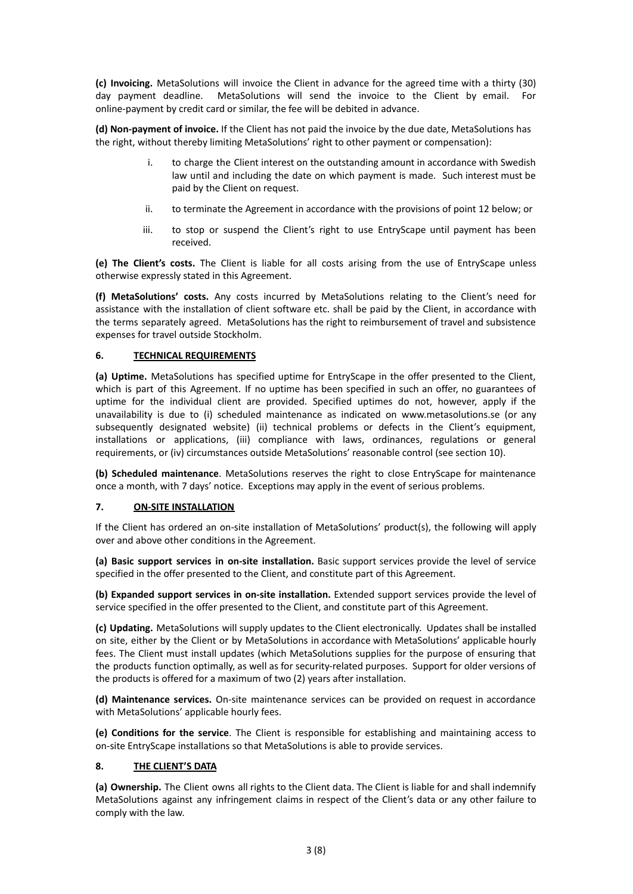**(c) Invoicing.** MetaSolutions will invoice the Client in advance for the agreed time with a thirty (30) day payment deadline. MetaSolutions will send the invoice to the Client by email. For online-payment by credit card or similar, the fee will be debited in advance.

**(d) Non-payment of invoice.** If the Client has not paid the invoice by the due date, MetaSolutions has the right, without thereby limiting MetaSolutions' right to other payment or compensation):

i. to charge the Client interest on the outstanding amount in accordance with Swedish law until and including the date on which payment is made. Such interest must be paid by the Client on request.

ii. to terminate the Agreement in accordance with the provisions of point 12 below; or

iii. to stop or suspend the Client's right to use EntryScape until payment has been received.

**(e) The Client's costs.** The Client is liable for all costs arising from the use of EntryScape unless otherwise expressly stated in this Agreement.

**(f) MetaSolutions' costs.** Any costs incurred by MetaSolutions relating to the Client's need for assistance with the installation of client software etc. shall be paid by the Client, in accordance with the terms separately agreed. MetaSolutions has the right to reimbursement of travel and subsistence expenses for travel outside Stockholm.

## 6. TECHNICAL REQUIREMENTS

**(a) Uptime.** MetaSolutions has specified uptime for EntryScape in the offer presented to the Client, which is part of this Agreement. If no uptime has been specified in such an offer, no guarantees of uptime for the individual client are provided. Specified uptimes do not, however, apply if the unavailability is due to (i) scheduled maintenance as indicated on www.metasolutions.se (or any subsequently designated website) (ii) technical problems or defects in the Client's equipment, installations or applications, (iii) compliance with laws, ordinances, regulations or general requirements, or (iv) circumstances outside MetaSolutions' reasonable control (see section 10).

**(b) Scheduled maintenance**. MetaSolutions reserves the right to close EntryScape for maintenance once a month, with 7 days' notice. Exceptions may apply in the event of serious problems.

## 7. ON-SITE INSTALLATION

If the Client has ordered an on-site installation of MetaSolutions' product(s), the following will apply over and above other conditions in the Agreement.

**(a) Basic support services in on-site installation.** Basic support services provide the level of service specified in the offer presented to the Client, and constitute part of this Agreement.

**(b) Expanded support services in on-site installation.** Extended support services provide the level of service specified in the offer presented to the Client, and constitute part of this Agreement.

**(c) Updating.** MetaSolutions will supply updates to the Client electronically. Updates shall be installed on site, either by the Client or by MetaSolutions in accordance with MetaSolutions' applicable hourly fees. The Client must install updates (which MetaSolutions supplies for the purpose of ensuring that the products function optimally, as well as for security-related purposes. Support for older versions of the products is offered for a maximum of two (2) years after installation.

**(d) Maintenance services.** On-site maintenance services can be provided on request in accordance with MetaSolutions' applicable hourly fees.

**(e) Conditions for the service**. The Client is responsible for establishing and maintaining access to on-site EntryScape installations so that MetaSolutions is able to provide services.

## 8. THE CLIENT'S DATA

**(a) Ownership.** The Client owns all rights to the Client data. The Client is liable for and shall indemnify MetaSolutions against any infringement claims in respect of the Client's data or any other failure to comply with the law.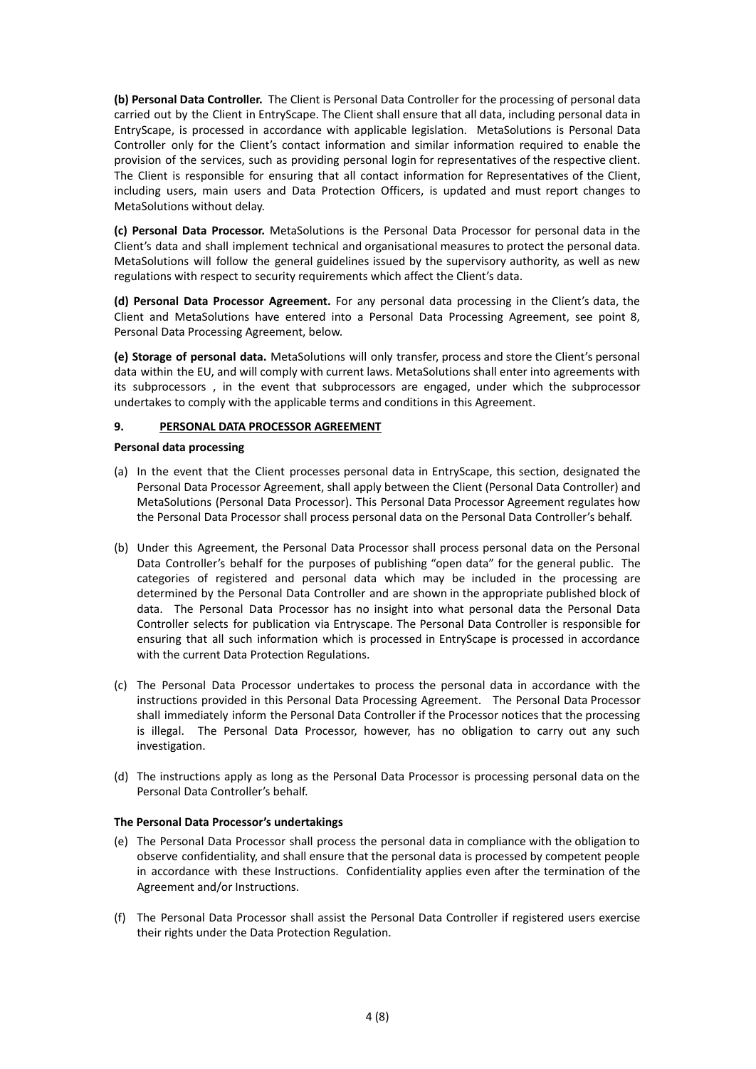**(b) Personal Data Controller.** The Client is Personal Data Controller for the processing of personal data carried out by the Client in EntryScape. The Client shall ensure that all data, including personal data in EntryScape, is processed in accordance with applicable legislation. MetaSolutions is Personal Data Controller only for the Client's contact information and similar information required to enable the provision of the services, such as providing personal login for representatives of the respective client. The Client is responsible for ensuring that all contact information for Representatives of the Client, including users, main users and Data Protection Officers, is updated and must report changes to MetaSolutions without delay.

**(c) Personal Data Processor.** MetaSolutions is the Personal Data Processor for personal data in the Client's data and shall implement technical and organisational measures to protect the personal data. MetaSolutions will follow the general guidelines issued by the supervisory authority, as well as new regulations with respect to security requirements which affect the Client's data.

**(d) Personal Data Processor Agreement.** For any personal data processing in the Client's data, the Client and MetaSolutions have entered into a Personal Data Processing Agreement, see point 8, Personal Data Processing Agreement, below.

**(e) Storage of personal data.** MetaSolutions will only transfer, process and store the Client's personal data within the EU, and will comply with current laws. MetaSolutions shall enter into agreements with its subprocessors , in the event that subprocessors are engaged, under which the subprocessor undertakes to comply with the applicable terms and conditions in this Agreement.

## 9. PERSONAL DATA PROCESSOR AGREEMENT

**Personal data processing**

(a) In the event that the Client processes personal data in EntryScape, this section, designated the Personal Data Processor Agreement, shall apply between the Client (Personal Data Controller) and MetaSolutions (Personal Data Processor). This Personal Data Processor Agreement regulates how the Personal Data Processor shall process personal data on the Personal Data Controller's behalf.

(b) Under this Agreement, the Personal Data Processor shall process personal data on the Personal Data Controller's behalf for the purposes of publishing "open data" for the general public. The categories of registered and personal data which may be included in the processing are determined by the Personal Data Controller and are shown in the appropriate published block of data. The Personal Data Processor has no insight into what personal data the Personal Data Controller selects for publication via Entryscape. The Personal Data Controller is responsible for ensuring that all such information which is processed in EntryScape is processed in accordance with the current Data Protection Regulations.

(c) The Personal Data Processor undertakes to process the personal data in accordance with the instructions provided in this Personal Data Processing Agreement. The Personal Data Processor shall immediately inform the Personal Data Controller if the Processor notices that the processing is illegal. The Personal Data Processor, however, has no obligation to carry out any such investigation.

(d) The instructions apply as long as the Personal Data Processor is processing personal data on the Personal Data Controller's behalf.

**The Personal Data Processor's undertakings**

(e) The Personal Data Processor shall process the personal data in compliance with the obligation to observe confidentiality, and shall ensure that the personal data is processed by competent people in accordance with these Instructions. Confidentiality applies even after the termination of the Agreement and/or Instructions.

(f) The Personal Data Processor shall assist the Personal Data Controller if registered users exercise their rights under the Data Protection Regulation.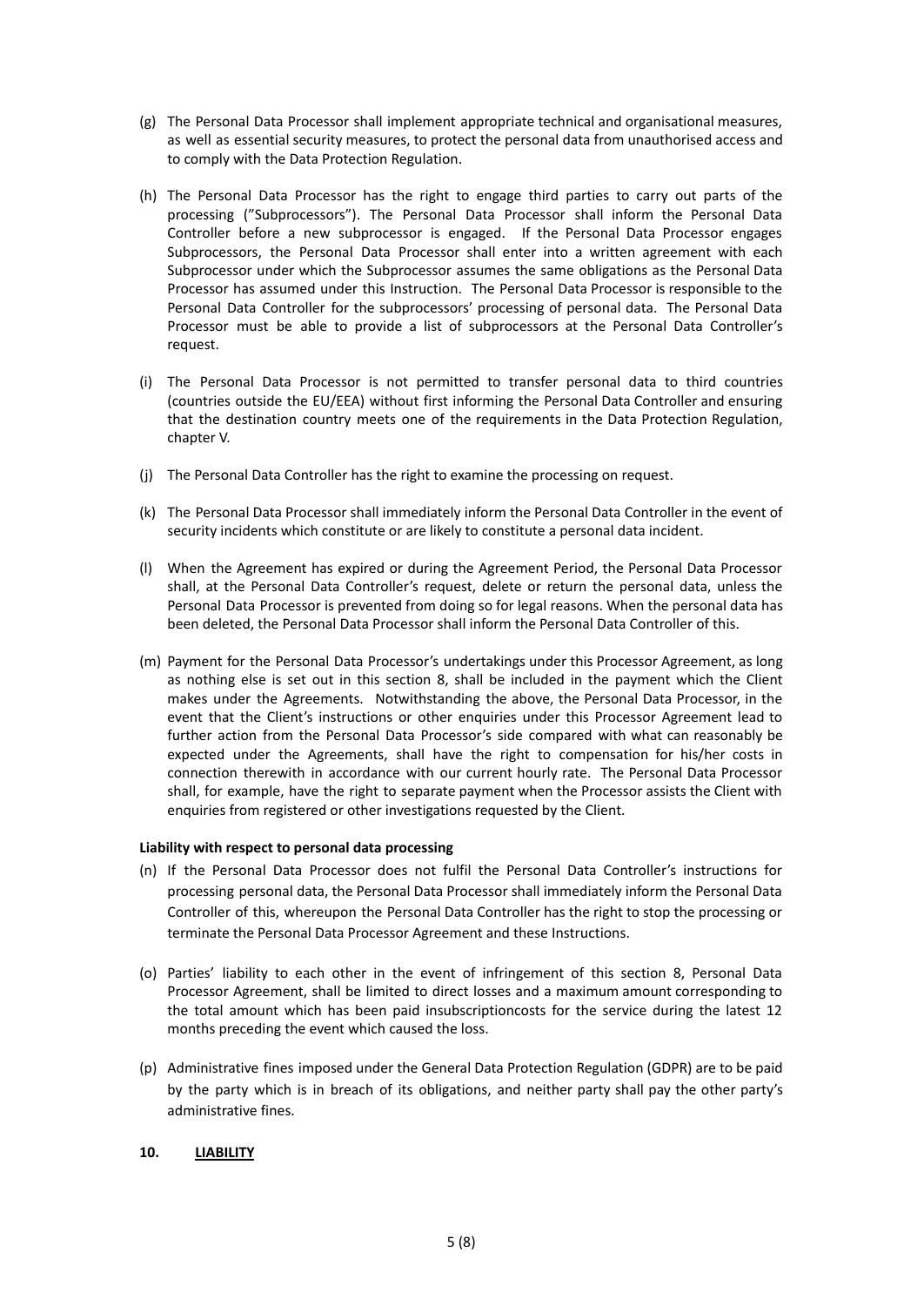(g) The Personal Data Processor shall implement appropriate technical and organisational measures, as well as essential security measures, to protect the personal data from unauthorised access and to comply with the Data Protection Regulation.

(h) The Personal Data Processor has the right to engage third parties to carry out parts of the processing (”Subprocessors”). The Personal Data Processor shall inform the Personal Data Controller before a new subprocessor is engaged. If the Personal Data Processor engages Subprocessors, the Personal Data Processor shall enter into a written agreement with each Subprocessor under which the Subprocessor assumes the same obligations as the Personal Data Processor has assumed under this Instruction. The Personal Data Processor is responsible to the Personal Data Controller for the subprocessors' processing of personal data. The Personal Data Processor must be able to provide a list of subprocessors at the Personal Data Controller's request.

(i) The Personal Data Processor is not permitted to transfer personal data to third countries (countries outside the EU/EEA) without first informing the Personal Data Controller and ensuring that the destination country meets one of the requirements in the Data Protection Regulation, chapter V.

(j) The Personal Data Controller has the right to examine the processing on request.

(k) The Personal Data Processor shall immediately inform the Personal Data Controller in the event of security incidents which constitute or are likely to constitute a personal data incident.

(l) When the Agreement has expired or during the Agreement Period, the Personal Data Processor shall, at the Personal Data Controller's request, delete or return the personal data, unless the Personal Data Processor is prevented from doing so for legal reasons. When the personal data has been deleted, the Personal Data Processor shall inform the Personal Data Controller of this.

(m) Payment for the Personal Data Processor's undertakings under this Processor Agreement, as long as nothing else is set out in this section 8, shall be included in the payment which the Client makes under the Agreements. Notwithstanding the above, the Personal Data Processor, in the event that the Client's instructions or other enquiries under this Processor Agreement lead to further action from the Personal Data Processor's side compared with what can reasonably be expected under the Agreements, shall have the right to compensation for his/her costs in connection therewith in accordance with our current hourly rate. The Personal Data Processor shall, for example, have the right to separate payment when the Processor assists the Client with enquiries from registered or other investigations requested by the Client.

**Liability with respect to personal data processing**

(n) If the Personal Data Processor does not fulfil the Personal Data Controller's instructions for processing personal data, the Personal Data Processor shall immediately inform the Personal Data Controller of this, whereupon the Personal Data Controller has the right to stop the processing or terminate the Personal Data Processor Agreement and these Instructions.

(o) Parties' liability to each other in the event of infringement of this section 8, Personal Data Processor Agreement, shall be limited to direct losses and a maximum amount corresponding to the total amount which has been paid insubscriptioncosts for the service during the latest 12 months preceding the event which caused the loss.

(p) Administrative fines imposed under the General Data Protection Regulation (GDPR) are to be paid by the party which is in breach of its obligations, and neither party shall pay the other party's administrative fines.

## 10. LIABILITY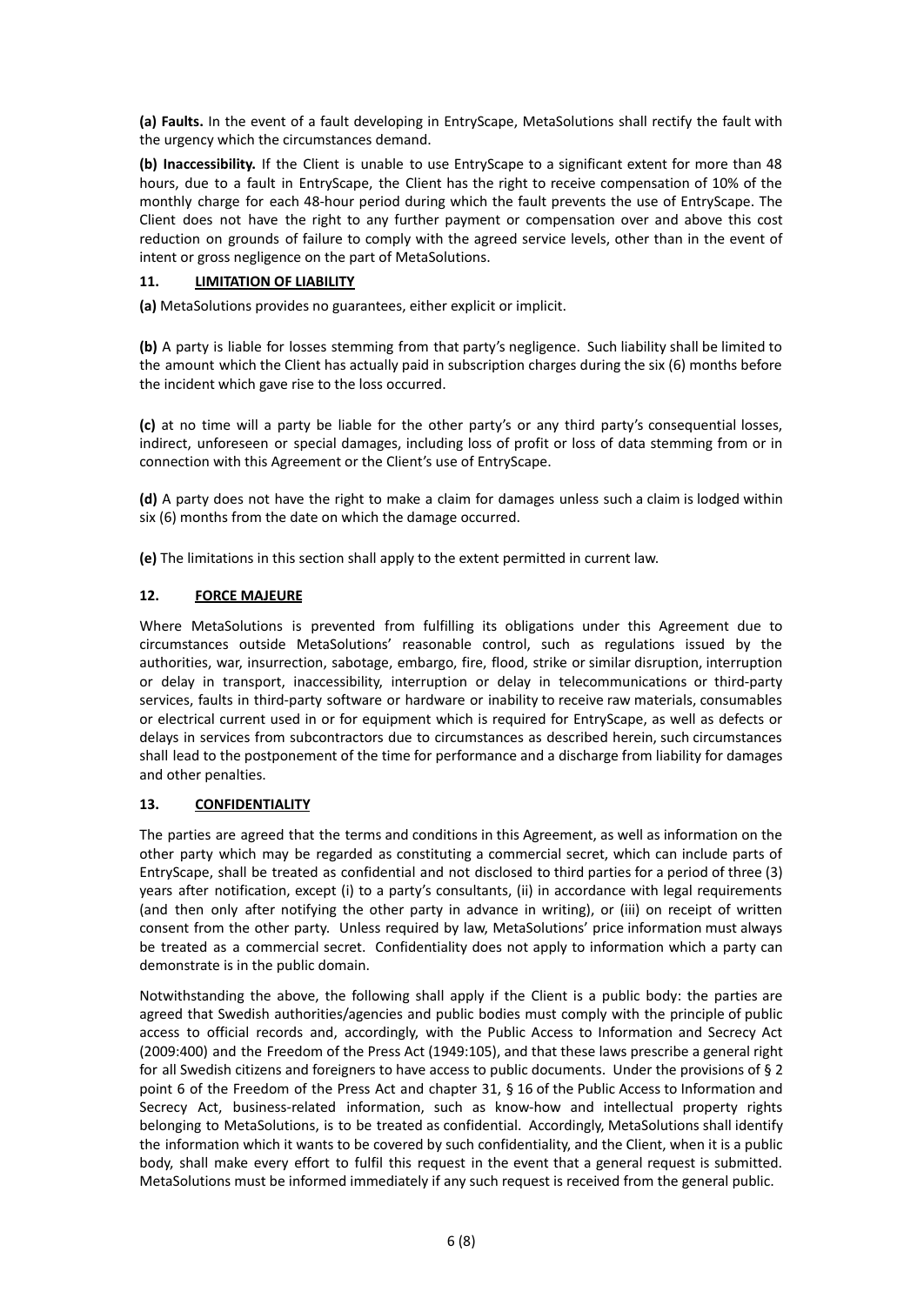**(a) Faults.** In the event of a fault developing in EntryScape, MetaSolutions shall rectify the fault with the urgency which the circumstances demand.

**(b) Inaccessibility.** If the Client is unable to use EntryScape to a significant extent for more than 48 hours, due to a fault in EntryScape, the Client has the right to receive compensation of 10% of the monthly charge for each 48-hour period during which the fault prevents the use of EntryScape. The Client does not have the right to any further payment or compensation over and above this cost reduction on grounds of failure to comply with the agreed service levels, other than in the event of intent or gross negligence on the part of MetaSolutions.

## 11. <u>LIMITATION OF LIABILITY</u>

**(a)** MetaSolutions provides no guarantees, either explicit or implicit.

**(b)** A party is liable for losses stemming from that party's negligence. Such liability shall be limited to the amount which the Client has actually paid in subscription charges during the six (6) months before the incident which gave rise to the loss occurred.

**(c)** at no time will a party be liable for the other party's or any third party's consequential losses, indirect, unforeseen or special damages, including loss of profit or loss of data stemming from or in connection with this Agreement or the Client's use of EntryScape.

**(d)** A party does not have the right to make a claim for damages unless such a claim is lodged within six (6) months from the date on which the damage occurred.

**(e)** The limitations in this section shall apply to the extent permitted in current law.

## 12. <u>FORCE MAJEURE</u>

Where MetaSolutions is prevented from fulfilling its obligations under this Agreement due to circumstances outside MetaSolutions' reasonable control, such as regulations issued by the authorities, war, insurrection, sabotage, embargo, fire, flood, strike or similar disruption, interruption or delay in transport, inaccessibility, interruption or delay in telecommunications or third-party services, faults in third-party software or hardware or inability to receive raw materials, consumables or electrical current used in or for equipment which is required for EntryScape, as well as defects or delays in services from subcontractors due to circumstances as described herein, such circumstances shall lead to the postponement of the time for performance and a discharge from liability for damages and other penalties.

## 13. <u>CONFIDENTIALITY</u>

The parties are agreed that the terms and conditions in this Agreement, as well as information on the other party which may be regarded as constituting a commercial secret, which can include parts of EntryScape, shall be treated as confidential and not disclosed to third parties for a period of three (3) years after notification, except (i) to a party's consultants, (ii) in accordance with legal requirements (and then only after notifying the other party in advance in writing), or (iii) on receipt of written consent from the other party. Unless required by law, MetaSolutions' price information must always be treated as a commercial secret. Confidentiality does not apply to information which a party can demonstrate is in the public domain.

Notwithstanding the above, the following shall apply if the Client is a public body: the parties are agreed that Swedish authorities/agencies and public bodies must comply with the principle of public access to official records and, accordingly, with the Public Access to Information and Secrecy Act (2009:400) and the Freedom of the Press Act (1949:105), and that these laws prescribe a general right for all Swedish citizens and foreigners to have access to public documents. Under the provisions of § 2 point 6 of the Freedom of the Press Act and chapter 31, § 16 of the Public Access to Information and Secrecy Act, business-related information, such as know-how and intellectual property rights belonging to MetaSolutions, is to be treated as confidential. Accordingly, MetaSolutions shall identify the information which it wants to be covered by such confidentiality, and the Client, when it is a public body, shall make every effort to fulfil this request in the event that a general request is submitted. MetaSolutions must be informed immediately if any such request is received from the general public.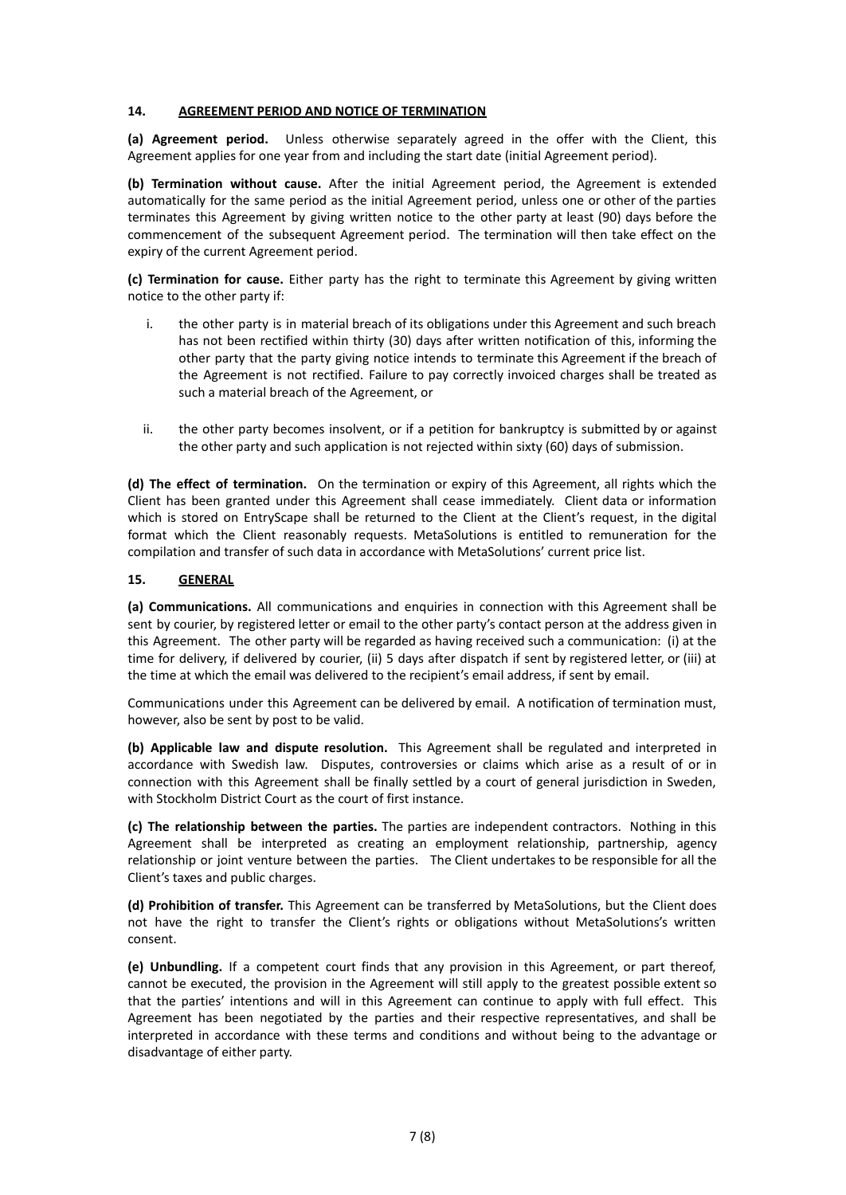## 14. AGREEMENT PERIOD AND NOTICE OF TERMINATION

**(a) Agreement period.** Unless otherwise separately agreed in the offer with the Client, this Agreement applies for one year from and including the start date (initial Agreement period).

**(b) Termination without cause.** After the initial Agreement period, the Agreement is extended automatically for the same period as the initial Agreement period, unless one or other of the parties terminates this Agreement by giving written notice to the other party at least (90) days before the commencement of the subsequent Agreement period. The termination will then take effect on the expiry of the current Agreement period.

**(c) Termination for cause.** Either party has the right to terminate this Agreement by giving written notice to the other party if:

i. the other party is in material breach of its obligations under this Agreement and such breach has not been rectified within thirty (30) days after written notification of this, informing the other party that the party giving notice intends to terminate this Agreement if the breach of the Agreement is not rectified. Failure to pay correctly invoiced charges shall be treated as such a material breach of the Agreement, or

ii. the other party becomes insolvent, or if a petition for bankruptcy is submitted by or against the other party and such application is not rejected within sixty (60) days of submission.

**(d) The effect of termination.** On the termination or expiry of this Agreement, all rights which the Client has been granted under this Agreement shall cease immediately. Client data or information which is stored on EntryScape shall be returned to the Client at the Client's request, in the digital format which the Client reasonably requests. MetaSolutions is entitled to remuneration for the compilation and transfer of such data in accordance with MetaSolutions' current price list.

## 15. GENERAL

**(a) Communications.** All communications and enquiries in connection with this Agreement shall be sent by courier, by registered letter or email to the other party's contact person at the address given in this Agreement. The other party will be regarded as having received such a communication: (i) at the time for delivery, if delivered by courier, (ii) 5 days after dispatch if sent by registered letter, or (iii) at the time at which the email was delivered to the recipient's email address, if sent by email.

Communications under this Agreement can be delivered by email. A notification of termination must, however, also be sent by post to be valid.

**(b) Applicable law and dispute resolution.** This Agreement shall be regulated and interpreted in accordance with Swedish law. Disputes, controversies or claims which arise as a result of or in connection with this Agreement shall be finally settled by a court of general jurisdiction in Sweden, with Stockholm District Court as the court of first instance.

**(c) The relationship between the parties.** The parties are independent contractors. Nothing in this Agreement shall be interpreted as creating an employment relationship, partnership, agency relationship or joint venture between the parties. The Client undertakes to be responsible for all the Client's taxes and public charges.

**(d) Prohibition of transfer.** This Agreement can be transferred by MetaSolutions, but the Client does not have the right to transfer the Client's rights or obligations without MetaSolutions's written consent.

**(e) Unbundling.** If a competent court finds that any provision in this Agreement, or part thereof, cannot be executed, the provision in the Agreement will still apply to the greatest possible extent so that the parties' intentions and will in this Agreement can continue to apply with full effect. This Agreement has been negotiated by the parties and their respective representatives, and shall be interpreted in accordance with these terms and conditions and without being to the advantage or disadvantage of either party.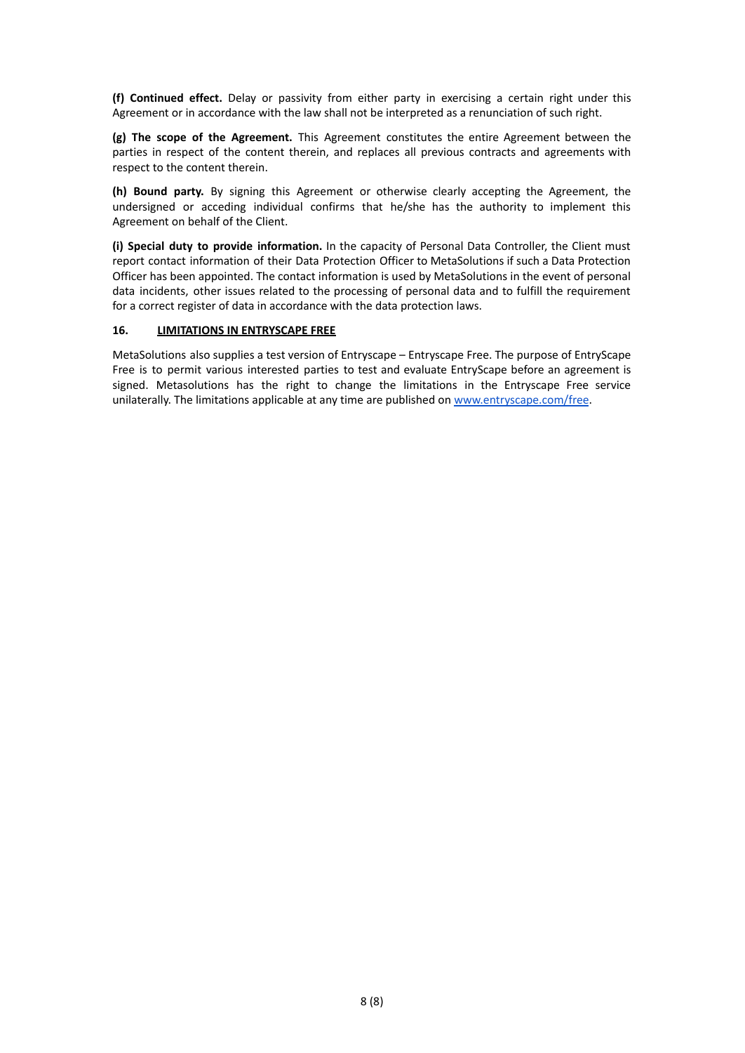**(f) Continued effect.** Delay or passivity from either party in exercising a certain right under this Agreement or in accordance with the law shall not be interpreted as a renunciation of such right.

**(g) The scope of the Agreement.** This Agreement constitutes the entire Agreement between the parties in respect of the content therein, and replaces all previous contracts and agreements with respect to the content therein.

**(h) Bound party.** By signing this Agreement or otherwise clearly accepting the Agreement, the undersigned or acceding individual confirms that he/she has the authority to implement this Agreement on behalf of the Client.

**(i) Special duty to provide information.** In the capacity of Personal Data Controller, the Client must report contact information of their Data Protection Officer to MetaSolutions if such a Data Protection Officer has been appointed. The contact information is used by MetaSolutions in the event of personal data incidents, other issues related to the processing of personal data and to fulfill the requirement for a correct register of data in accordance with the data protection laws.

## 16. LIMITATIONS IN ENTRYSCAPE FREE

MetaSolutions also supplies a test version of Entryscape – Entryscape Free. The purpose of EntryScape Free is to permit various interested parties to test and evaluate EntryScape before an agreement is signed. Metasolutions has the right to change the limitations in the Entryscape Free service unilaterally. The limitations applicable at any time are published on [www.entryscape.com/free](http://www.entryscape.com/free).